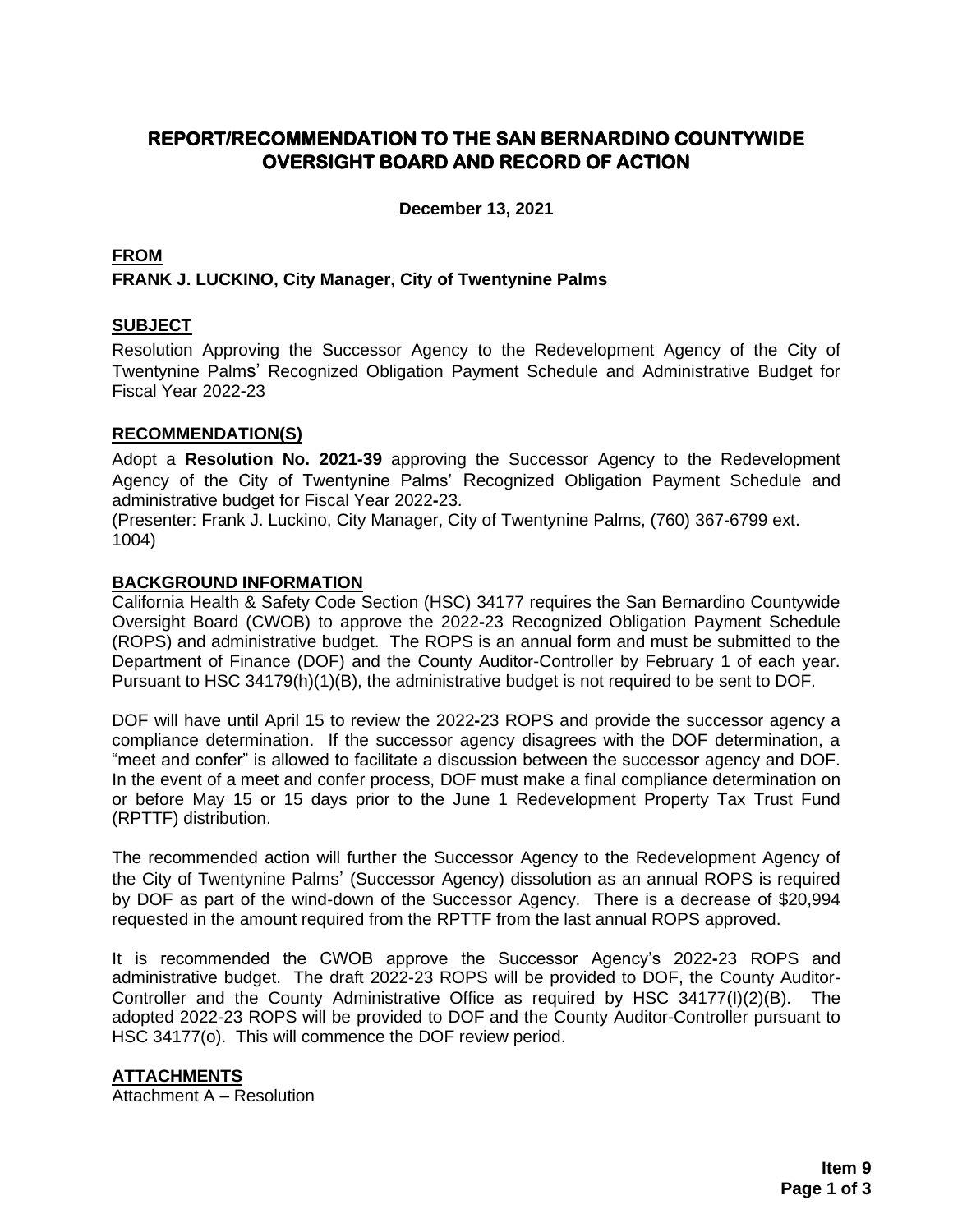# REPORT/RECOMMENDATION TO THE SAN BERNARDINO COUNTYWIDE OVERSIGHT BOARD AND RECORD OF ACTION

**December 13, 2021**

**FROM**

**FRANK J. LUCKINO, City Manager, City of Twentynine Palms**

**SUBJECT**

Resolution Approving the Successor Agency to the Redevelopment Agency of the City of Twentynine Palms' Recognized Obligation Payment Schedule and Administrative Budget for Fiscal Year 2022-23

**RECOMMENDATION(S)**

Adopt a **Resolution No. 2021-39** approving the Successor Agency to the Redevelopment Agency of the City of Twentynine Palms' Recognized Obligation Payment Schedule and administrative budget for Fiscal Year 2022-23.

(Presenter: Frank J. Luckino, City Manager, City of Twentynine Palms, (760) 367-6799 ext. 1004)

**BACKGROUND INFORMATION**

California Health & Safety Code Section (HSC) 34177 requires the San Bernardino Countywide Oversight Board (CWOB) to approve the 2022-23 Recognized Obligation Payment Schedule (ROPS) and administrative budget. The ROPS is an annual form and must be submitted to the Department of Finance (DOF) and the County Auditor-Controller by February 1 of each year. Pursuant to HSC 34179(h)(1)(B), the administrative budget is not required to be sent to DOF.

DOF will have until April 15 to review the 2022-23 ROPS and provide the successor agency a compliance determination. If the successor agency disagrees with the DOF determination, a "meet and confer" is allowed to facilitate a discussion between the successor agency and DOF. In the event of a meet and confer process, DOF must make a final compliance determination on or before May 15 or 15 days prior to the June 1 Redevelopment Property Tax Trust Fund (RPTTF) distribution.

The recommended action will further the Successor Agency to the Redevelopment Agency of the City of Twentynine Palms' (Successor Agency) dissolution as an annual ROPS is required by DOF as part of the wind-down of the Successor Agency. There is a decrease of $20,994 requested in the amount required from the RPTTF from the last annual ROPS approved.

It is recommended the CWOB approve the Successor Agency's 2022-23 ROPS and administrative budget. The draft 2022-23 ROPS will be provided to DOF, the County Auditor-Controller and the County Administrative Office as required by HSC 34177(I)(2)(B). The adopted 2022-23 ROPS will be provided to DOF and the County Auditor-Controller pursuant to HSC 34177(o). This will commence the DOF review period.

**ATTACHMENTS**

Attachment A – Resolution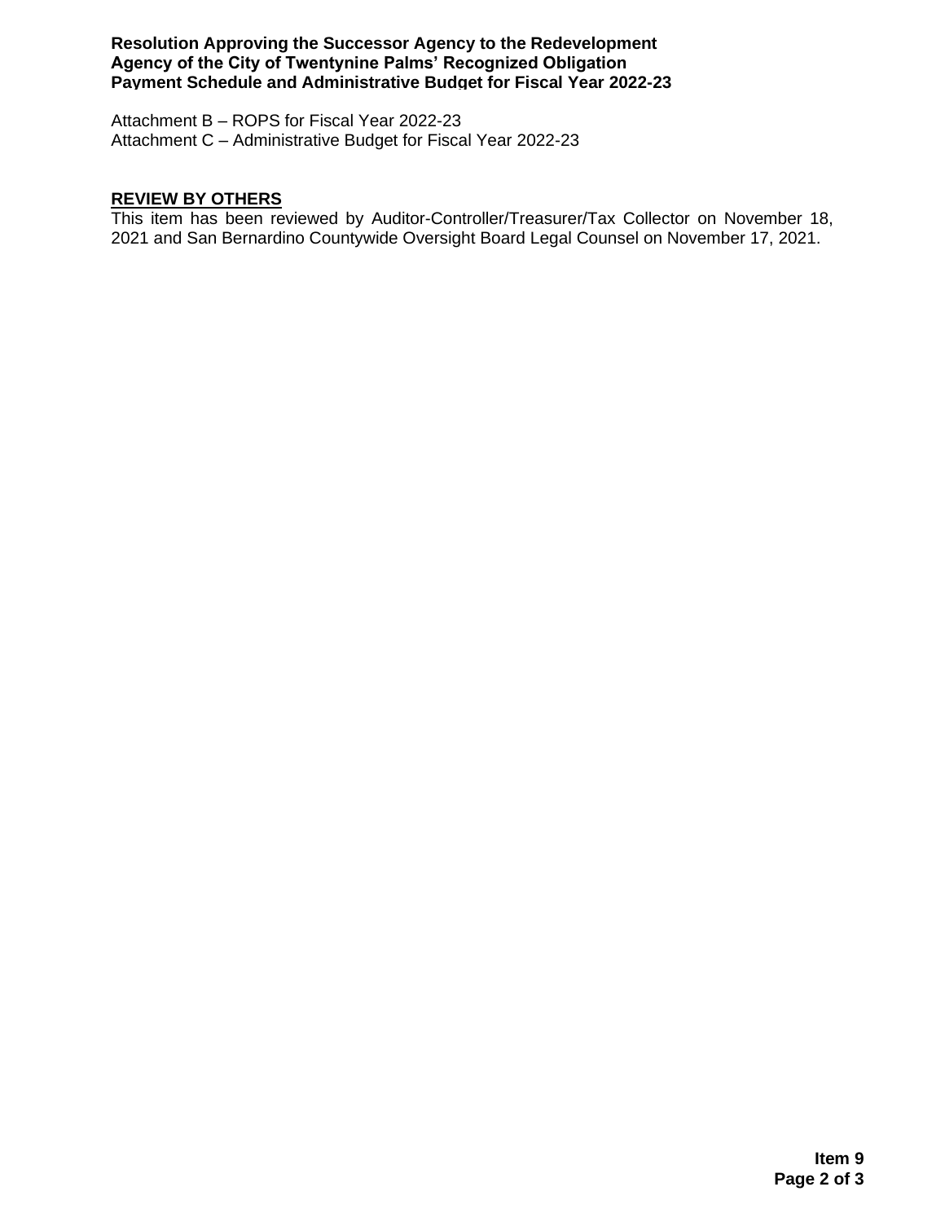Attachment B – ROPS for Fiscal Year 2022-23
Attachment C – Administrative Budget for Fiscal Year 2022-23

## REVIEW BY OTHERS

This item has been reviewed by Auditor-Controller/Treasurer/Tax Collector on November 18, 2021 and San Bernardino Countywide Oversight Board Legal Counsel on November 17, 2021.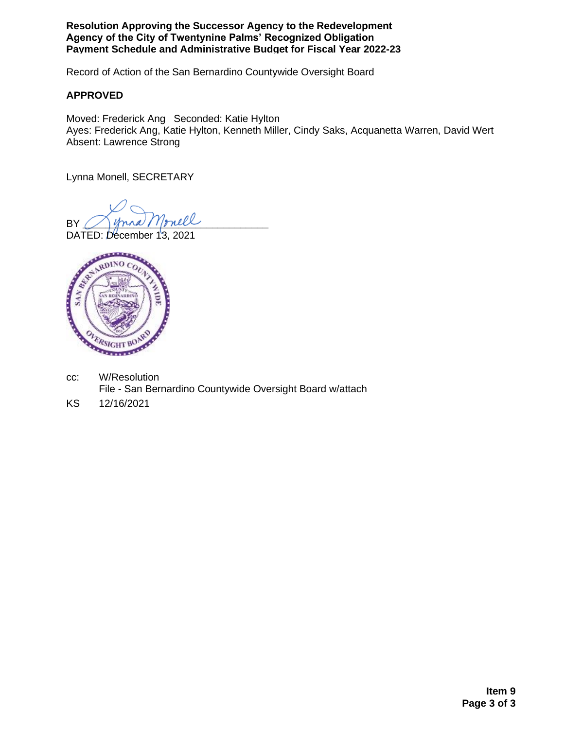**Resolution Approving the Successor Agency to the Redevelopment Agency of the City of Twentynine Palms' Recognized Obligation Payment Schedule and Administrative Budget for Fiscal Year 2022-23**

Record of Action of the San Bernardino Countywide Oversight Board

**APPROVED**

Moved: Frederick Ang Seconded: Katie Hylton
Ayes: Frederick Ang, Katie Hylton, Kenneth Miller, Cindy Saks, Acquanetta Warren, David Wert
Absent: Lawrence Strong

Lynna Monell, SECRETARY

BY ______________________________

DATED: December 13, 2021

cc: W/Resolution
File - San Bernardino Countywide Oversight Board w/attach

KS 12/16/2021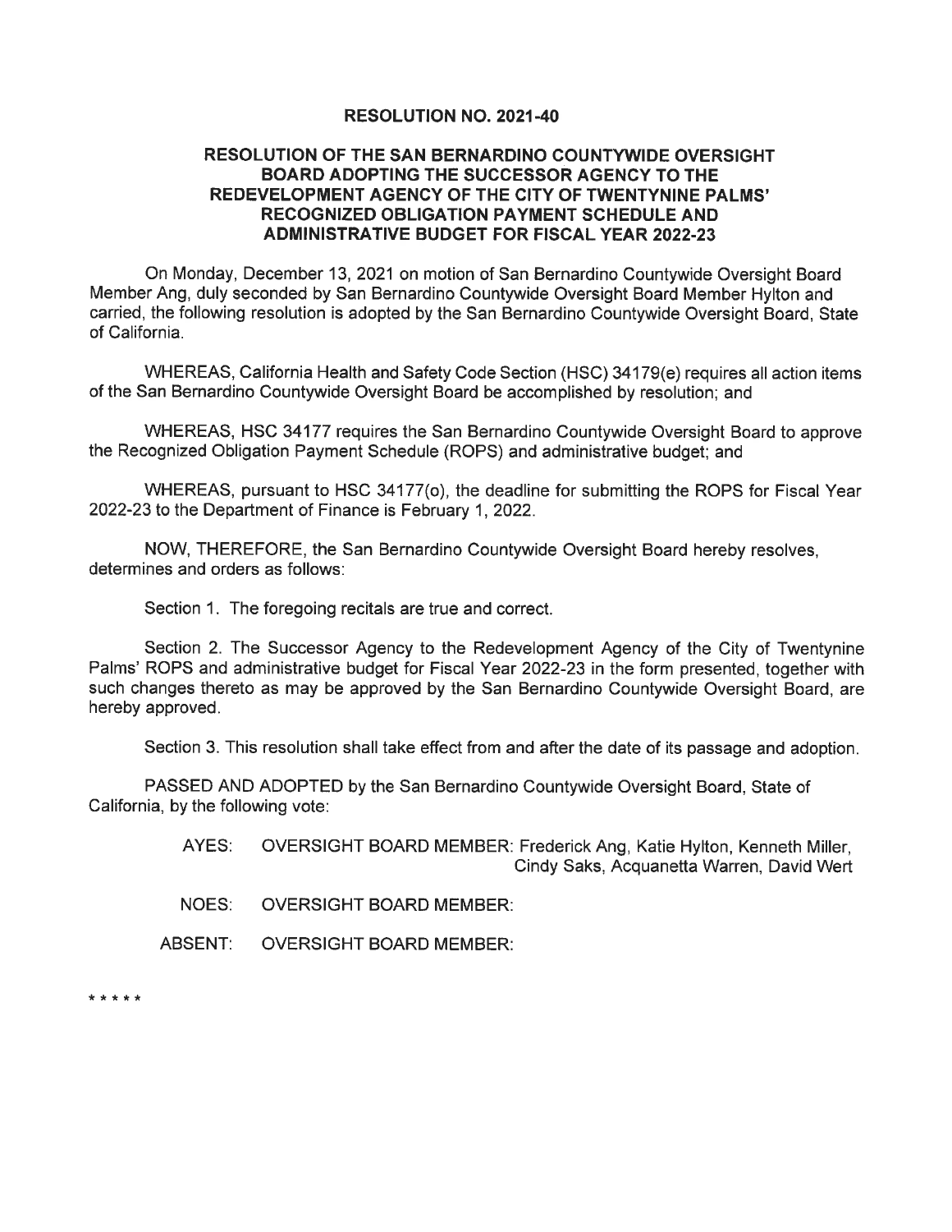# RESOLUTION NO. 2021-40

## RESOLUTION OF THE SAN BERNARDINO COUNTYWIDE OVERSIGHT BOARD ADOPTING THE SUCCESSOR AGENCY TO THE REDEVELOPMENT AGENCY OF THE CITY OF TWENTYNINE PALMS' RECOGNIZED OBLIGATION PAYMENT SCHEDULE AND ADMINISTRATIVE BUDGET FOR FISCAL YEAR 2022-23

On Monday, December 13, 2021 on motion of San Bernardino Countywide Oversight Board Member Ang, duly seconded by San Bernardino Countywide Oversight Board Member Hylton and carried, the following resolution is adopted by the San Bernardino Countywide Oversight Board, State of California.

WHEREAS, California Health and Safety Code Section (HSC) 34179(e) requires all action items of the San Bernardino Countywide Oversight Board be accomplished by resolution; and

WHEREAS, HSC 34177 requires the San Bernardino Countywide Oversight Board to approve the Recognized Obligation Payment Schedule (ROPS) and administrative budget; and

WHEREAS, pursuant to HSC 34177(o), the deadline for submitting the ROPS for Fiscal Year 2022-23 to the Department of Finance is February 1, 2022.

NOW, THEREFORE, the San Bernardino Countywide Oversight Board hereby resolves, determines and orders as follows:

Section 1. The foregoing recitals are true and correct.

Section 2. The Successor Agency to the Redevelopment Agency of the City of Twentynine Palms' ROPS and administrative budget for Fiscal Year 2022-23 in the form presented, together with such changes thereto as may be approved by the San Bernardino Countywide Oversight Board, are hereby approved.

Section 3. This resolution shall take effect from and after the date of its passage and adoption.

PASSED AND ADOPTED by the San Bernardino Countywide Oversight Board, State of California, by the following vote:

AYES: OVERSIGHT BOARD MEMBER: Frederick Ang, Katie Hylton, Kenneth Miller, Cindy Saks, Acquanetta Warren, David Wert

NOES: OVERSIGHT BOARD MEMBER:

ABSENT: OVERSIGHT BOARD MEMBER:

* * * * *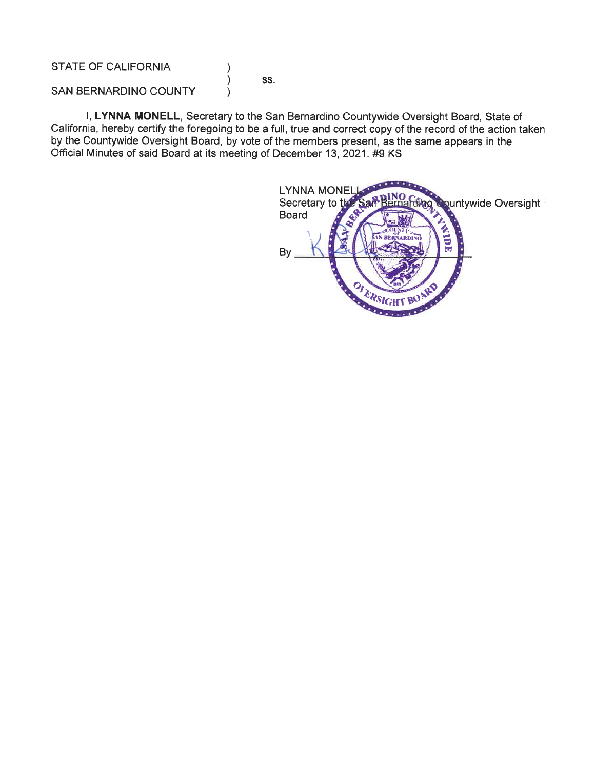STATE OF CALIFORNIA )
) ss.
SAN BERNARDINO COUNTY )

I, **LYNNA MONELL**, Secretary to the San Bernardino Countywide Oversight Board, State of California, hereby certify the foregoing to be a full, true and correct copy of the record of the action taken by the Countywide Oversight Board, by vote of the members present, as the same appears in the Official Minutes of said Board at its meeting of December 13, 2021. #9 KS

LYNNA MONELL
Secretary to the San Bernardino Countywide Oversight Board

By ______________________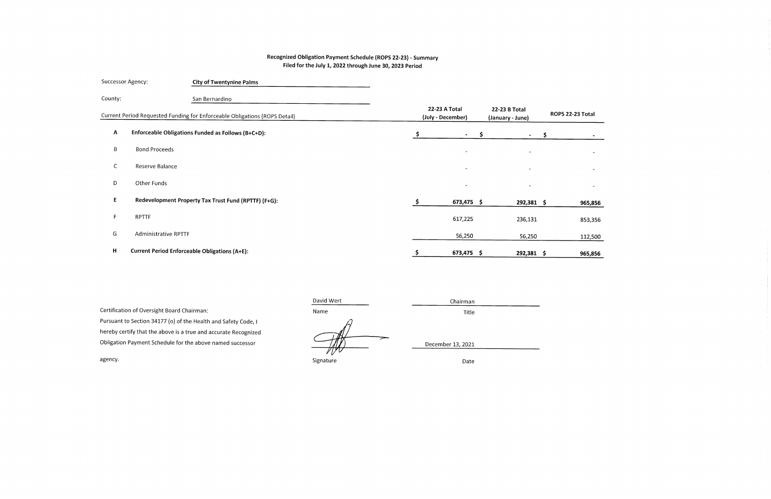## Recognized Obligation Payment Schedule (ROPS 22-23) - Summary
### Filed for the July 1, 2022 through June 30, 2023 Period

Successor Agency: **City of Twentynine Palms**

County: San Bernardino

| | Current Period Requested Funding for Enforceable Obligations (ROPS Detail) | 22-23 A Total (July - December) | 22-23 B Total (January - June) | ROPS 22-23 Total |
|---|---|---|---|---|
| **A** | **Enforceable Obligations Funded as Follows (B+C+D):** | **$ -** | **$ -** | **$ -** |
| B | Bond Proceeds | - | - | - |
| C | Reserve Balance | - | - | - |
| D | Other Funds | - | - | - |
| **E** | **Redevelopment Property Tax Trust Fund (RPTTF) (F+G):** | **$ 673,475** | **$ 292,381** | **$ 965,856** |
| F | RPTTF | 617,225 | 236,131 | 853,356 |
| G | Administrative RPTTF | 56,250 | 56,250 | 112,500 |
| **H** | **Current Period Enforceable Obligations (A+E):** | **$ 673,475** | **$ 292,381** | **$ 965,856** |

Certification of Oversight Board Chairman:
Pursuant to Section 34177 (o) of the Health and Safety Code, I hereby certify that the above is a true and accurate Recognized Obligation Payment Schedule for the above named successor agency.

| | |
|---|---|
| David Wert | Chairman |
| Name | Title |
| [Signature] | December 13, 2021 |
| Signature | Date |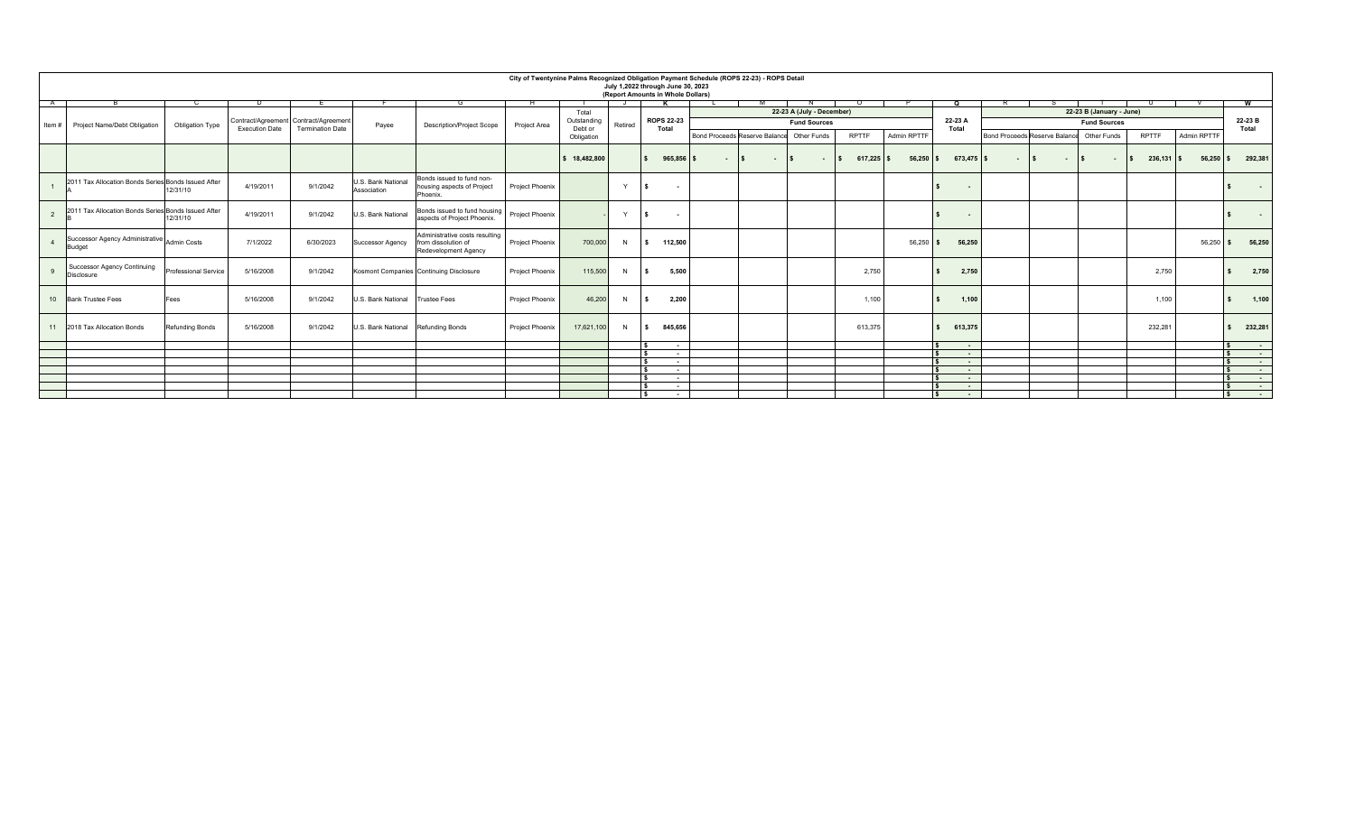# City of Twentynine Palms Recognized Obligation Payment Schedule (ROPS 22-23) - ROPS Detail

July 1,2022 through June 30, 2023

(Report Amounts in Whole Dollars)

| A | B | C | D | E | F | G | H | I | J | K | L | M | N | O | P | Q | R | S | T | U | V | W |
|---|---|---|---|---|---|---|---|---|---|---|---|---|---|---|---|---|---|---|---|---|---|---|
| | | | | | | | | | | | 22-23 A (July - December) | | | | | | 22-23 B (January - June) | | | | | |
| | | | | | | | | | | | Fund Sources | | | | | | Fund Sources | | | | | |
| Item # | Project Name/Debt Obligation | Obligation Type | Contract/Agreement Execution Date | Contract/Agreement Termination Date | Payee | Description/Project Scope | Project Area | Total Outstanding Debt or Obligation | Retired | ROPS 22-23 Total | Bond Proceeds | Reserve Balance | Other Funds | RPTTF | Admin RPTTF | 22-23 A Total | Bond Proceeds | Reserve Balance | Other Funds | RPTTF | Admin RPTTF | 22-23 B Total |
| | | | | | | | | $ 18,482,800 | | $ 965,856 | $ - | $ - | $ - | $ 617,225 | $ 56,250 | $ 673,475 | $ - | $ - | $ - | $ 236,131 | $ 56,250 | $ 292,381 |
| 1 | 2011 Tax Allocation Bonds Series A | Bonds Issued After 12/31/10 | 4/19/2011 | 9/1/2042 | U.S. Bank National Association | Bonds issued to fund non-housing aspects of Project Phoenix. | Project Phoenix | | Y | $ - | | | | | | $ - | | | | | | $ - |
| 2 | 2011 Tax Allocation Bonds Series B | Bonds Issued After 12/31/10 | 4/19/2011 | 9/1/2042 | U.S. Bank National | Bonds issued to fund housing aspects of Project Phoenix. | Project Phoenix | - | Y | $ - | | | | | | $ - | | | | | | $ - |
| 4 | Successor Agency Administrative Budget | Admin Costs | 7/1/2022 | 6/30/2023 | Successor Agency | Administrative costs resulting from dissolution of Redevelopment Agency | Project Phoenix | 700,000 | N | $ 112,500 | | | | | 56,250 | $ 56,250 | | | | | 56,250 | $ 56,250 |
| 9 | Successor Agency Continuing Disclosure | Professional Service | 5/16/2008 | 9/1/2042 | Kosmont Companies | Continuing Disclosure | Project Phoenix | 115,500 | N | $ 5,500 | | | | 2,750 | | $ 2,750 | | | | 2,750 | | $ 2,750 |
| 10 | Bank Trustee Fees | Fees | 5/16/2008 | 9/1/2042 | U.S. Bank National | Trustee Fees | Project Phoenix | 46,200 | N | $ 2,200 | | | | 1,100 | | $ 1,100 | | | | 1,100 | | $ 1,100 |
| 11 | 2018 Tax Allocation Bonds | Refunding Bonds | 5/16/2008 | 9/1/2042 | U.S. Bank National | Refunding Bonds | Project Phoenix | 17,621,100 | N | $ 845,656 | | | | 613,375 | | $ 613,375 | | | | 232,281 | | $ 232,281 |
| | | | | | | | | | | $ - | | | | | | $ - | | | | | | $ - |
| | | | | | | | | | | $ - | | | | | | $ - | | | | | | $ - |
| | | | | | | | | | | $ - | | | | | | $ - | | | | | | $ - |
| | | | | | | | | | | $ - | | | | | | $ - | | | | | | $ - |
| | | | | | | | | | | $ - | | | | | | $ - | | | | | | $ - |
| | | | | | | | | | | $ - | | | | | | $ - | | | | | | $ - |
| | | | | | | | | | | $ - | | | | | | $ - | | | | | | $ - |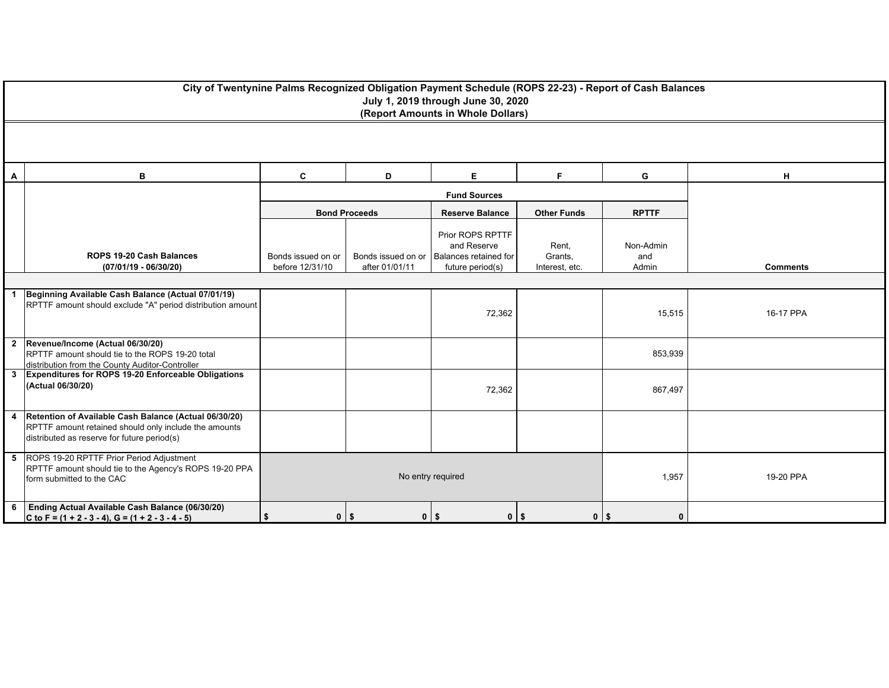# City of Twentynine Palms Recognized Obligation Payment Schedule (ROPS 22-23) - Report of Cash Balances

**July 1, 2019 through June 30, 2020**

**(Report Amounts in Whole Dollars)**

| A | B | C | D | E | F | G | H |
|---|---|---|---|---|---|---|---|
| | | **Fund Sources** | | | | | |
| | | **Bond Proceeds** | | **Reserve Balance** | **Other Funds** | **RPTTF** | |
| | **ROPS 19-20 Cash Balances (07/01/19 - 06/30/20)** | Bonds issued on or before 12/31/10 | Bonds issued on or after 01/01/11 | Prior ROPS RPTTF and Reserve Balances retained for future period(s) | Rent, Grants, Interest, etc. | Non-Admin and Admin | **Comments** |
| 1 | **Beginning Available Cash Balance (Actual 07/01/19)** RPTTF amount should exclude "A" period distribution amount | | | 72,362 | | 15,515 | 16-17 PPA |
| 2 | **Revenue/Income (Actual 06/30/20)** RPTTF amount should tie to the ROPS 19-20 total distribution from the County Auditor-Controller | | | | | 853,939 | |
| 3 | **Expenditures for ROPS 19-20 Enforceable Obligations (Actual 06/30/20)** | | | 72,362 | | 867,497 | |
| 4 | **Retention of Available Cash Balance (Actual 06/30/20)** RPTTF amount retained should only include the amounts distributed as reserve for future period(s) | | | | | | |
| 5 | ROPS 19-20 RPTTF Prior Period Adjustment RPTTF amount should tie to the Agency's ROPS 19-20 PPA form submitted to the CAC | No entry required | | | | 1,957 | 19-20 PPA |
| 6 | **Ending Actual Available Cash Balance (06/30/20) C to F = (1 + 2 - 3 - 4), G = (1 + 2 - 3 - 4 - 5)** | **$ 0** | **$ 0** | **$ 0** | **$ 0** | **$ 0** | |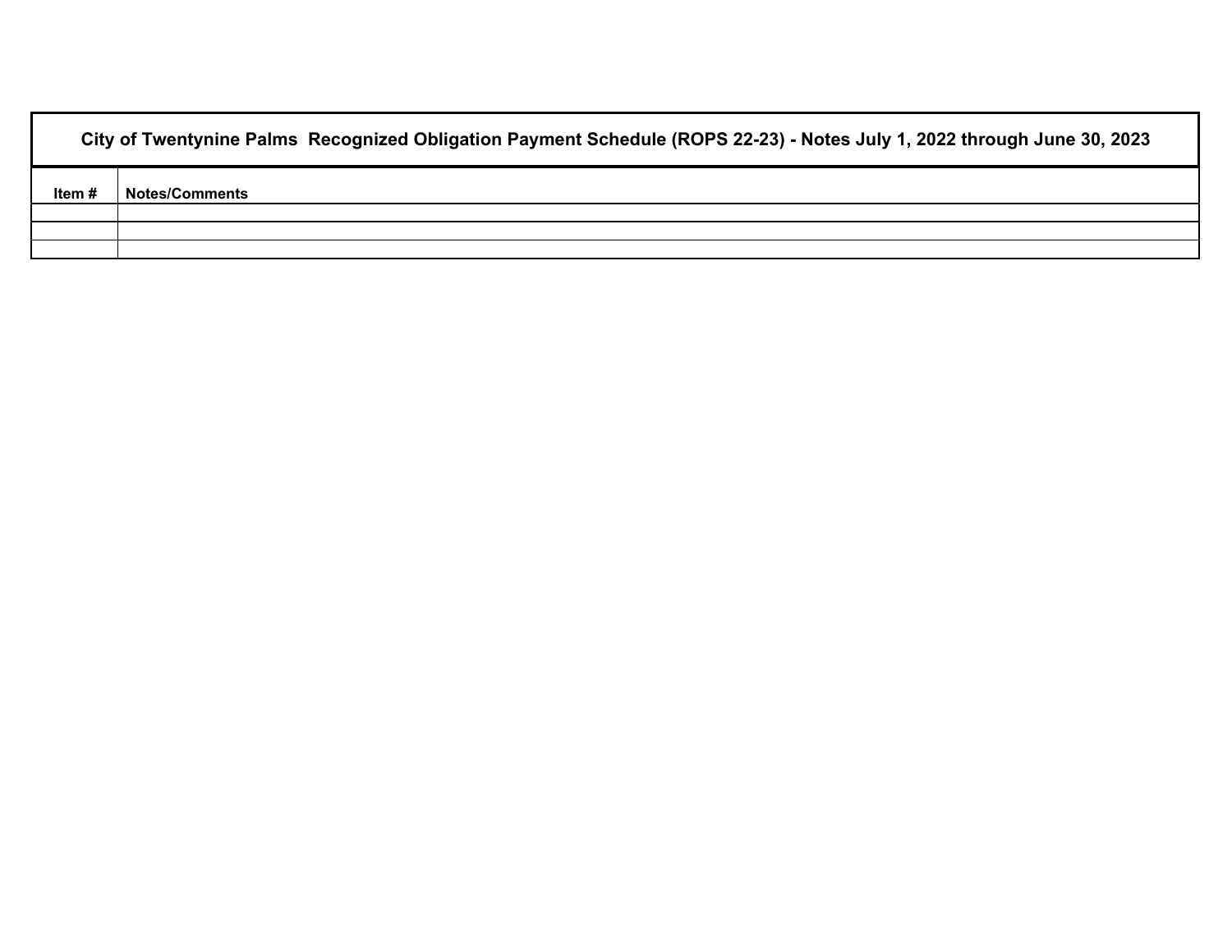# City of Twentynine Palms Recognized Obligation Payment Schedule (ROPS 22-23) - Notes July 1, 2022 through June 30, 2023

| Item # | Notes/Comments |
|---|---|
| | |
| | |
| | |